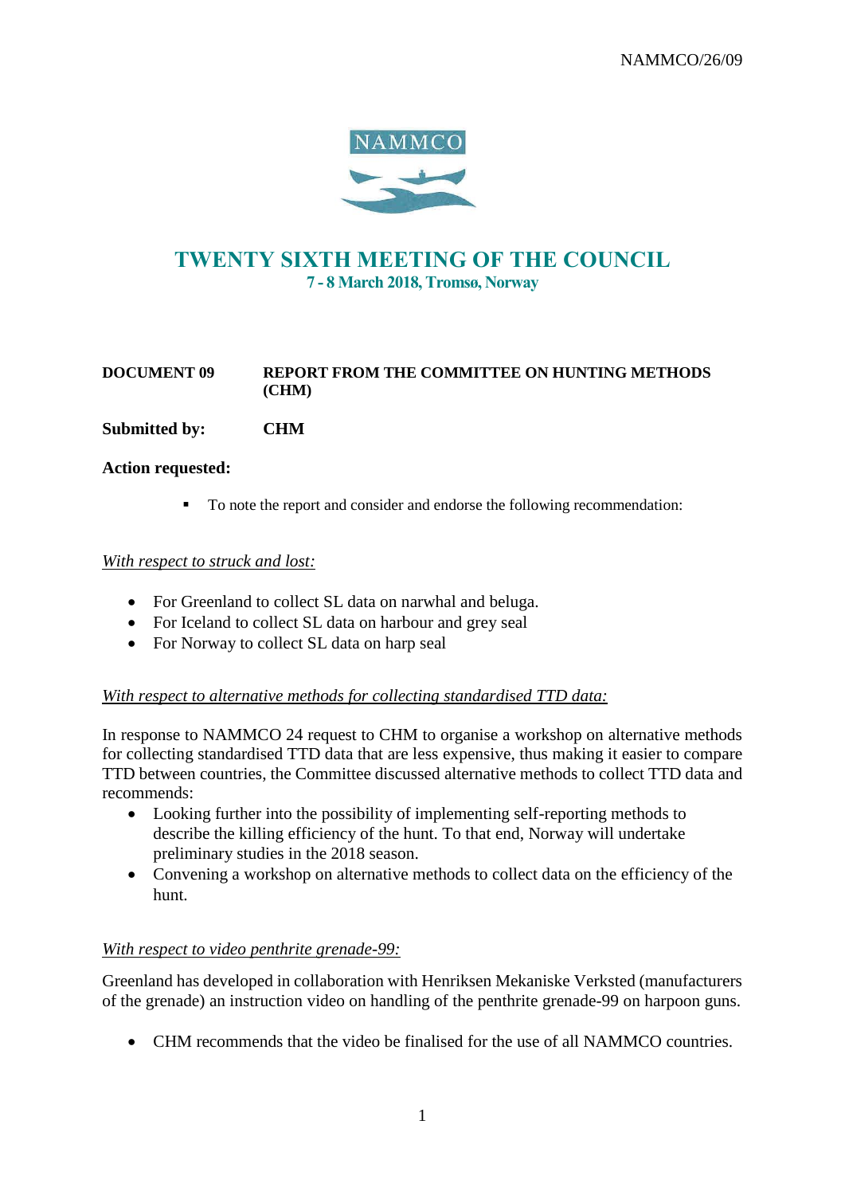NAMMCO/26/09

NAMMCO

# TWENTY SIXTH MEETING OF THE COUNCIL

**7 - 8 March 2018, Tromsø, Norway**

**DOCUMENT 09** **REPORT FROM THE COMMITTEE ON HUNTING METHODS (CHM)**

**Submitted by:** **CHM**

**Action requested:**

- To note the report and consider and endorse the following recommendation:

*With respect to struck and lost:*

- For Greenland to collect SL data on narwhal and beluga.
- For Iceland to collect SL data on harbour and grey seal
- For Norway to collect SL data on harp seal

*With respect to alternative methods for collecting standardised TTD data:*

In response to NAMMCO 24 request to CHM to organise a workshop on alternative methods for collecting standardised TTD data that are less expensive, thus making it easier to compare TTD between countries, the Committee discussed alternative methods to collect TTD data and recommends:

- Looking further into the possibility of implementing self-reporting methods to describe the killing efficiency of the hunt. To that end, Norway will undertake preliminary studies in the 2018 season.
- Convening a workshop on alternative methods to collect data on the efficiency of the hunt.

*With respect to video penthrite grenade-99:*

Greenland has developed in collaboration with Henriksen Mekaniske Verksted (manufacturers of the grenade) an instruction video on handling of the penthrite grenade-99 on harpoon guns.

- CHM recommends that the video be finalised for the use of all NAMMCO countries.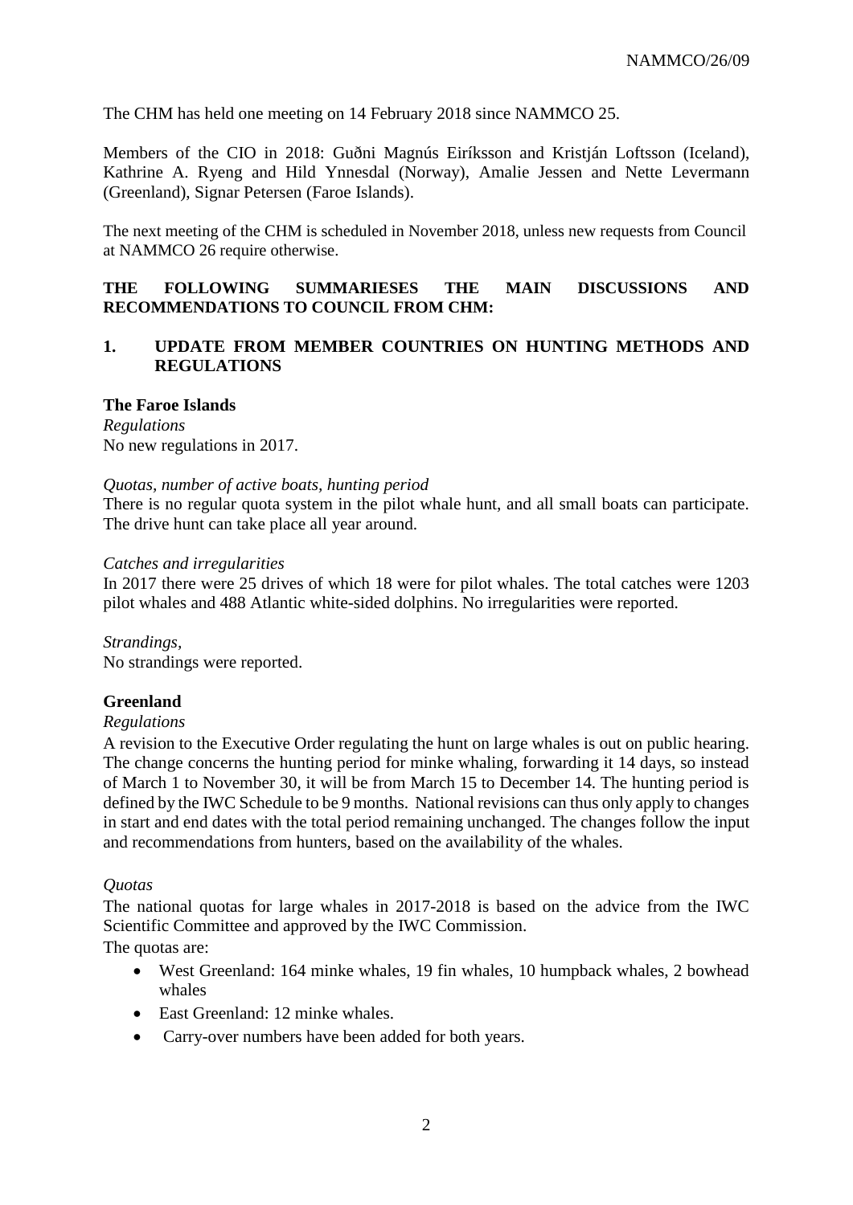The CHM has held one meeting on 14 February 2018 since NAMMCO 25.

Members of the CIO in 2018: Guðni Magnús Eiríksson and Kristján Loftsson (Iceland), Kathrine A. Ryeng and Hild Ynnesdal (Norway), Amalie Jessen and Nette Levermann (Greenland), Signar Petersen (Faroe Islands).

The next meeting of the CHM is scheduled in November 2018, unless new requests from Council at NAMMCO 26 require otherwise.

**THE FOLLOWING SUMMARIESES THE MAIN DISCUSSIONS AND RECOMMENDATIONS TO COUNCIL FROM CHM:**

## 1. UPDATE FROM MEMBER COUNTRIES ON HUNTING METHODS AND REGULATIONS

### The Faroe Islands

*Regulations*

No new regulations in 2017.

*Quotas, number of active boats, hunting period*

There is no regular quota system in the pilot whale hunt, and all small boats can participate. The drive hunt can take place all year around.

*Catches and irregularities*

In 2017 there were 25 drives of which 18 were for pilot whales. The total catches were 1203 pilot whales and 488 Atlantic white-sided dolphins. No irregularities were reported.

*Strandings,*

No strandings were reported.

### Greenland

*Regulations*

A revision to the Executive Order regulating the hunt on large whales is out on public hearing. The change concerns the hunting period for minke whaling, forwarding it 14 days, so instead of March 1 to November 30, it will be from March 15 to December 14. The hunting period is defined by the IWC Schedule to be 9 months. National revisions can thus only apply to changes in start and end dates with the total period remaining unchanged. The changes follow the input and recommendations from hunters, based on the availability of the whales.

*Quotas*

The national quotas for large whales in 2017-2018 is based on the advice from the IWC Scientific Committee and approved by the IWC Commission.

The quotas are:

- West Greenland: 164 minke whales, 19 fin whales, 10 humpback whales, 2 bowhead whales
- East Greenland: 12 minke whales.
- Carry-over numbers have been added for both years.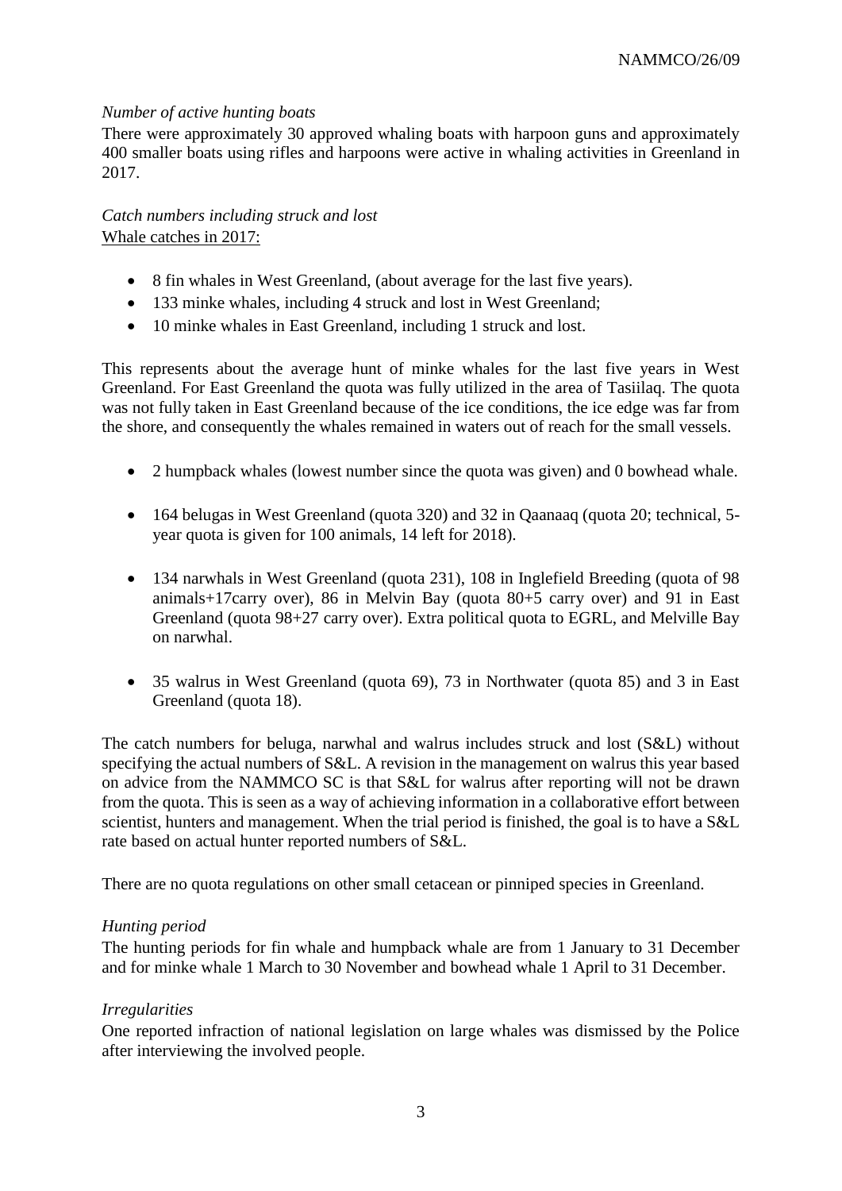*Number of active hunting boats*

There were approximately 30 approved whaling boats with harpoon guns and approximately 400 smaller boats using rifles and harpoons were active in whaling activities in Greenland in 2017.

*Catch numbers including struck and lost*

Whale catches in 2017:

- 8 fin whales in West Greenland, (about average for the last five years).
- 133 minke whales, including 4 struck and lost in West Greenland;
- 10 minke whales in East Greenland, including 1 struck and lost.

This represents about the average hunt of minke whales for the last five years in West Greenland. For East Greenland the quota was fully utilized in the area of Tasiilaq. The quota was not fully taken in East Greenland because of the ice conditions, the ice edge was far from the shore, and consequently the whales remained in waters out of reach for the small vessels.

- 2 humpback whales (lowest number since the quota was given) and 0 bowhead whale.
- 164 belugas in West Greenland (quota 320) and 32 in Qaanaaq (quota 20; technical, 5-year quota is given for 100 animals, 14 left for 2018).
- 134 narwhals in West Greenland (quota 231), 108 in Inglefield Breeding (quota of 98 animals+17carry over), 86 in Melvin Bay (quota 80+5 carry over) and 91 in East Greenland (quota 98+27 carry over). Extra political quota to EGRL, and Melville Bay on narwhal.
- 35 walrus in West Greenland (quota 69), 73 in Northwater (quota 85) and 3 in East Greenland (quota 18).

The catch numbers for beluga, narwhal and walrus includes struck and lost (S&L) without specifying the actual numbers of S&L. A revision in the management on walrus this year based on advice from the NAMMCO SC is that S&L for walrus after reporting will not be drawn from the quota. This is seen as a way of achieving information in a collaborative effort between scientist, hunters and management. When the trial period is finished, the goal is to have a S&L rate based on actual hunter reported numbers of S&L.

There are no quota regulations on other small cetacean or pinniped species in Greenland.

*Hunting period*

The hunting periods for fin whale and humpback whale are from 1 January to 31 December and for minke whale 1 March to 30 November and bowhead whale 1 April to 31 December.

*Irregularities*

One reported infraction of national legislation on large whales was dismissed by the Police after interviewing the involved people.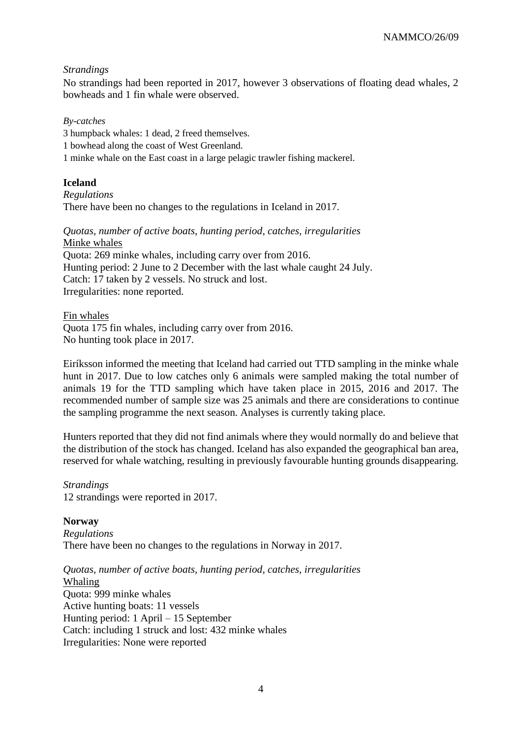*Strandings*

No strandings had been reported in 2017, however 3 observations of floating dead whales, 2 bowheads and 1 fin whale were observed.

*By-catches*

3 humpback whales: 1 dead, 2 freed themselves.
1 bowhead along the coast of West Greenland.
1 minke whale on the East coast in a large pelagic trawler fishing mackerel.

**Iceland**

*Regulations*

There have been no changes to the regulations in Iceland in 2017.

*Quotas, number of active boats, hunting period, catches, irregularities*

<u>Minke whales</u>
Quota: 269 minke whales, including carry over from 2016.
Hunting period: 2 June to 2 December with the last whale caught 24 July.
Catch: 17 taken by 2 vessels. No struck and lost.
Irregularities: none reported.

<u>Fin whales</u>
Quota 175 fin whales, including carry over from 2016.
No hunting took place in 2017.

Eiríksson informed the meeting that Iceland had carried out TTD sampling in the minke whale hunt in 2017. Due to low catches only 6 animals were sampled making the total number of animals 19 for the TTD sampling which have taken place in 2015, 2016 and 2017. The recommended number of sample size was 25 animals and there are considerations to continue the sampling programme the next season. Analyses is currently taking place.

Hunters reported that they did not find animals where they would normally do and believe that the distribution of the stock has changed. Iceland has also expanded the geographical ban area, reserved for whale watching, resulting in previously favourable hunting grounds disappearing.

*Strandings*

12 strandings were reported in 2017.

**Norway**

*Regulations*

There have been no changes to the regulations in Norway in 2017.

*Quotas, number of active boats, hunting period, catches, irregularities*

<u>Whaling</u>
Quota: 999 minke whales
Active hunting boats: 11 vessels
Hunting period: 1 April – 15 September
Catch: including 1 struck and lost: 432 minke whales
Irregularities: None were reported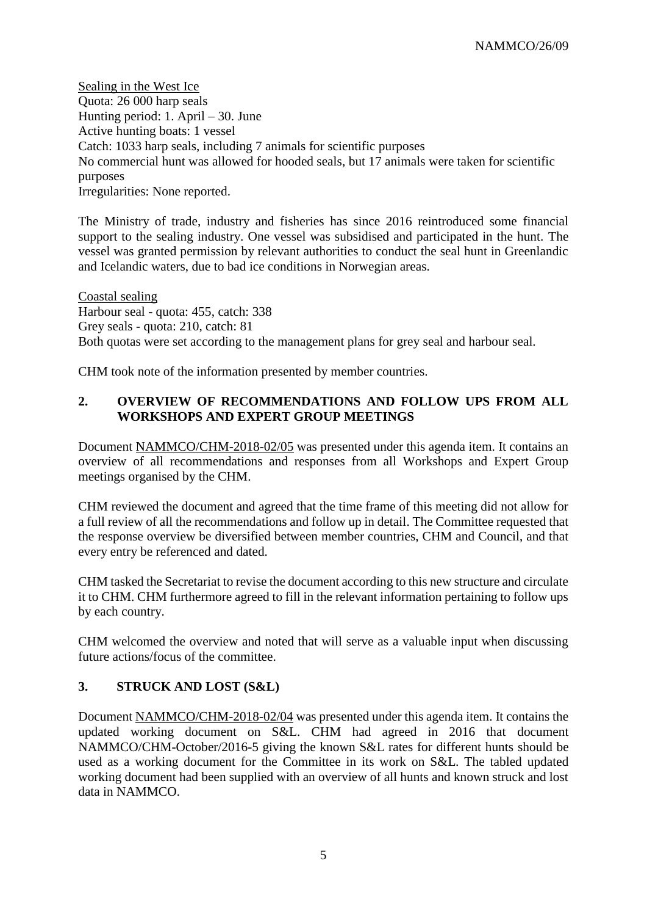<u>Sealing in the West Ice</u>
Quota: 26 000 harp seals
Hunting period: 1. April – 30. June
Active hunting boats: 1 vessel
Catch: 1033 harp seals, including 7 animals for scientific purposes
No commercial hunt was allowed for hooded seals, but 17 animals were taken for scientific purposes
Irregularities: None reported.

The Ministry of trade, industry and fisheries has since 2016 reintroduced some financial support to the sealing industry. One vessel was subsidised and participated in the hunt. The vessel was granted permission by relevant authorities to conduct the seal hunt in Greenlandic and Icelandic waters, due to bad ice conditions in Norwegian areas.

<u>Coastal sealing</u>
Harbour seal - quota: 455, catch: 338
Grey seals - quota: 210, catch: 81
Both quotas were set according to the management plans for grey seal and harbour seal.

CHM took note of the information presented by member countries.

## 2. OVERVIEW OF RECOMMENDATIONS AND FOLLOW UPS FROM ALL WORKSHOPS AND EXPERT GROUP MEETINGS

Document <u>NAMMCO/CHM-2018-02/05</u> was presented under this agenda item. It contains an overview of all recommendations and responses from all Workshops and Expert Group meetings organised by the CHM.

CHM reviewed the document and agreed that the time frame of this meeting did not allow for a full review of all the recommendations and follow up in detail. The Committee requested that the response overview be diversified between member countries, CHM and Council, and that every entry be referenced and dated.

CHM tasked the Secretariat to revise the document according to this new structure and circulate it to CHM. CHM furthermore agreed to fill in the relevant information pertaining to follow ups by each country.

CHM welcomed the overview and noted that will serve as a valuable input when discussing future actions/focus of the committee.

## 3. STRUCK AND LOST (S&L)

Document <u>NAMMCO/CHM-2018-02/04</u> was presented under this agenda item. It contains the updated working document on S&L. CHM had agreed in 2016 that document NAMMCO/CHM-October/2016-5 giving the known S&L rates for different hunts should be used as a working document for the Committee in its work on S&L. The tabled updated working document had been supplied with an overview of all hunts and known struck and lost data in NAMMCO.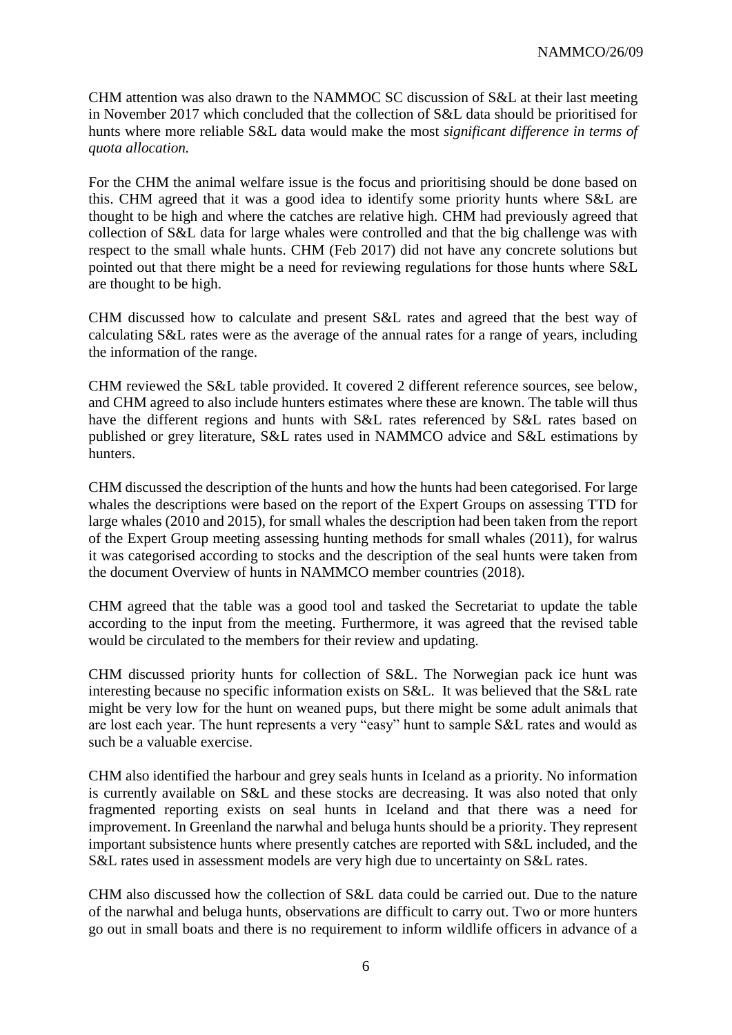CHM attention was also drawn to the NAMMOC SC discussion of S&L at their last meeting in November 2017 which concluded that the collection of S&L data should be prioritised for hunts where more reliable S&L data would make the most *significant difference in terms of quota allocation.*

For the CHM the animal welfare issue is the focus and prioritising should be done based on this. CHM agreed that it was a good idea to identify some priority hunts where S&L are thought to be high and where the catches are relative high. CHM had previously agreed that collection of S&L data for large whales were controlled and that the big challenge was with respect to the small whale hunts. CHM (Feb 2017) did not have any concrete solutions but pointed out that there might be a need for reviewing regulations for those hunts where S&L are thought to be high.

CHM discussed how to calculate and present S&L rates and agreed that the best way of calculating S&L rates were as the average of the annual rates for a range of years, including the information of the range.

CHM reviewed the S&L table provided. It covered 2 different reference sources, see below, and CHM agreed to also include hunters estimates where these are known. The table will thus have the different regions and hunts with S&L rates referenced by S&L rates based on published or grey literature, S&L rates used in NAMMCO advice and S&L estimations by hunters.

CHM discussed the description of the hunts and how the hunts had been categorised. For large whales the descriptions were based on the report of the Expert Groups on assessing TTD for large whales (2010 and 2015), for small whales the description had been taken from the report of the Expert Group meeting assessing hunting methods for small whales (2011), for walrus it was categorised according to stocks and the description of the seal hunts were taken from the document Overview of hunts in NAMMCO member countries (2018).

CHM agreed that the table was a good tool and tasked the Secretariat to update the table according to the input from the meeting. Furthermore, it was agreed that the revised table would be circulated to the members for their review and updating.

CHM discussed priority hunts for collection of S&L. The Norwegian pack ice hunt was interesting because no specific information exists on S&L. It was believed that the S&L rate might be very low for the hunt on weaned pups, but there might be some adult animals that are lost each year. The hunt represents a very "easy" hunt to sample S&L rates and would as such be a valuable exercise.

CHM also identified the harbour and grey seals hunts in Iceland as a priority. No information is currently available on S&L and these stocks are decreasing. It was also noted that only fragmented reporting exists on seal hunts in Iceland and that there was a need for improvement. In Greenland the narwhal and beluga hunts should be a priority. They represent important subsistence hunts where presently catches are reported with S&L included, and the S&L rates used in assessment models are very high due to uncertainty on S&L rates.

CHM also discussed how the collection of S&L data could be carried out. Due to the nature of the narwhal and beluga hunts, observations are difficult to carry out. Two or more hunters go out in small boats and there is no requirement to inform wildlife officers in advance of a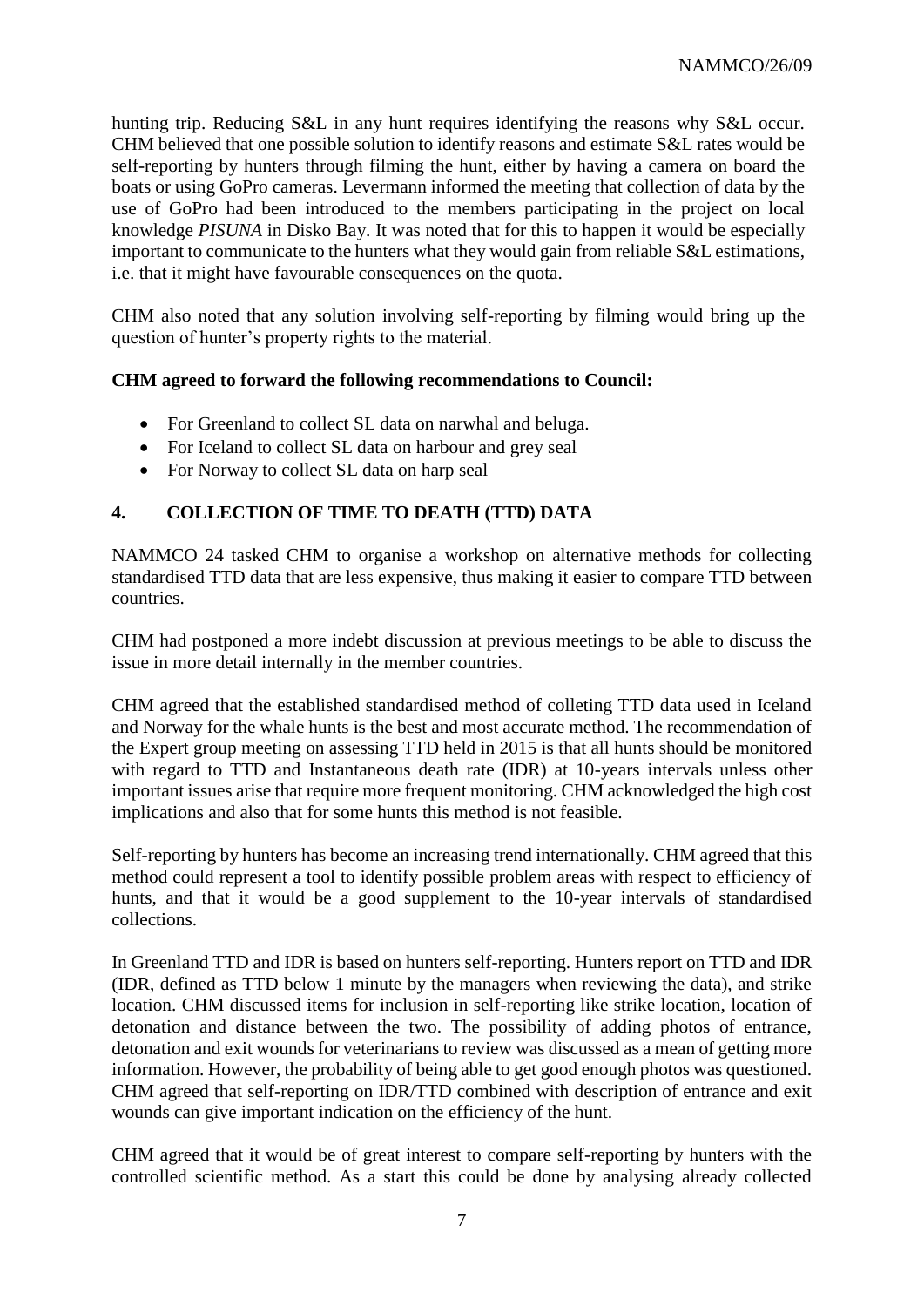hunting trip. Reducing S&L in any hunt requires identifying the reasons why S&L occur. CHM believed that one possible solution to identify reasons and estimate S&L rates would be self-reporting by hunters through filming the hunt, either by having a camera on board the boats or using GoPro cameras. Levermann informed the meeting that collection of data by the use of GoPro had been introduced to the members participating in the project on local knowledge *PISUNA* in Disko Bay. It was noted that for this to happen it would be especially important to communicate to the hunters what they would gain from reliable S&L estimations, i.e. that it might have favourable consequences on the quota.

CHM also noted that any solution involving self-reporting by filming would bring up the question of hunter's property rights to the material.

**CHM agreed to forward the following recommendations to Council:**

- For Greenland to collect SL data on narwhal and beluga.
- For Iceland to collect SL data on harbour and grey seal
- For Norway to collect SL data on harp seal

## 4. COLLECTION OF TIME TO DEATH (TTD) DATA

NAMMCO 24 tasked CHM to organise a workshop on alternative methods for collecting standardised TTD data that are less expensive, thus making it easier to compare TTD between countries.

CHM had postponed a more indebt discussion at previous meetings to be able to discuss the issue in more detail internally in the member countries.

CHM agreed that the established standardised method of colleting TTD data used in Iceland and Norway for the whale hunts is the best and most accurate method. The recommendation of the Expert group meeting on assessing TTD held in 2015 is that all hunts should be monitored with regard to TTD and Instantaneous death rate (IDR) at 10-years intervals unless other important issues arise that require more frequent monitoring. CHM acknowledged the high cost implications and also that for some hunts this method is not feasible.

Self-reporting by hunters has become an increasing trend internationally. CHM agreed that this method could represent a tool to identify possible problem areas with respect to efficiency of hunts, and that it would be a good supplement to the 10-year intervals of standardised collections.

In Greenland TTD and IDR is based on hunters self-reporting. Hunters report on TTD and IDR (IDR, defined as TTD below 1 minute by the managers when reviewing the data), and strike location. CHM discussed items for inclusion in self-reporting like strike location, location of detonation and distance between the two. The possibility of adding photos of entrance, detonation and exit wounds for veterinarians to review was discussed as a mean of getting more information. However, the probability of being able to get good enough photos was questioned. CHM agreed that self-reporting on IDR/TTD combined with description of entrance and exit wounds can give important indication on the efficiency of the hunt.

CHM agreed that it would be of great interest to compare self-reporting by hunters with the controlled scientific method. As a start this could be done by analysing already collected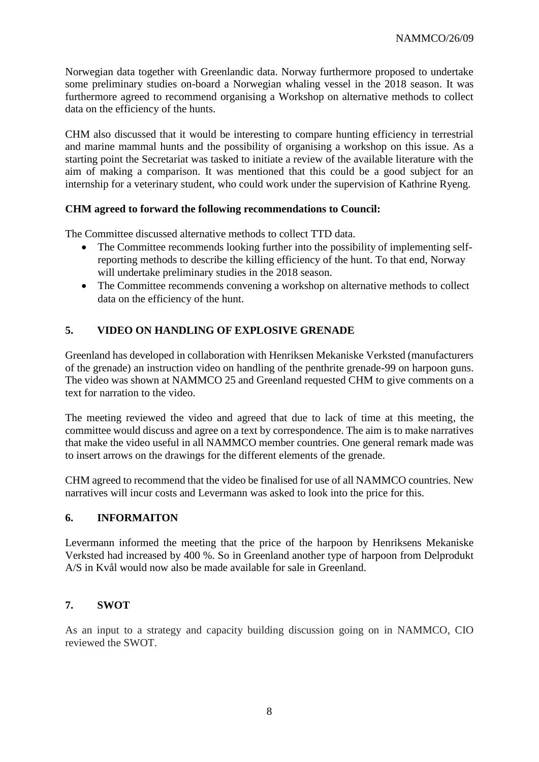Norwegian data together with Greenlandic data. Norway furthermore proposed to undertake some preliminary studies on-board a Norwegian whaling vessel in the 2018 season. It was furthermore agreed to recommend organising a Workshop on alternative methods to collect data on the efficiency of the hunts.

CHM also discussed that it would be interesting to compare hunting efficiency in terrestrial and marine mammal hunts and the possibility of organising a workshop on this issue. As a starting point the Secretariat was tasked to initiate a review of the available literature with the aim of making a comparison. It was mentioned that this could be a good subject for an internship for a veterinary student, who could work under the supervision of Kathrine Ryeng.

**CHM agreed to forward the following recommendations to Council:**

The Committee discussed alternative methods to collect TTD data.

- The Committee recommends looking further into the possibility of implementing self-reporting methods to describe the killing efficiency of the hunt. To that end, Norway will undertake preliminary studies in the 2018 season.
- The Committee recommends convening a workshop on alternative methods to collect data on the efficiency of the hunt.

## 5. VIDEO ON HANDLING OF EXPLOSIVE GRENADE

Greenland has developed in collaboration with Henriksen Mekaniske Verksted (manufacturers of the grenade) an instruction video on handling of the penthrite grenade-99 on harpoon guns. The video was shown at NAMMCO 25 and Greenland requested CHM to give comments on a text for narration to the video.

The meeting reviewed the video and agreed that due to lack of time at this meeting, the committee would discuss and agree on a text by correspondence. The aim is to make narratives that make the video useful in all NAMMCO member countries. One general remark made was to insert arrows on the drawings for the different elements of the grenade.

CHM agreed to recommend that the video be finalised for use of all NAMMCO countries. New narratives will incur costs and Levermann was asked to look into the price for this.

## 6. INFORMAITON

Levermann informed the meeting that the price of the harpoon by Henriksens Mekaniske Verksted had increased by 400 %. So in Greenland another type of harpoon from Delprodukt A/S in Kvål would now also be made available for sale in Greenland.

## 7. SWOT

As an input to a strategy and capacity building discussion going on in NAMMCO, CIO reviewed the SWOT.